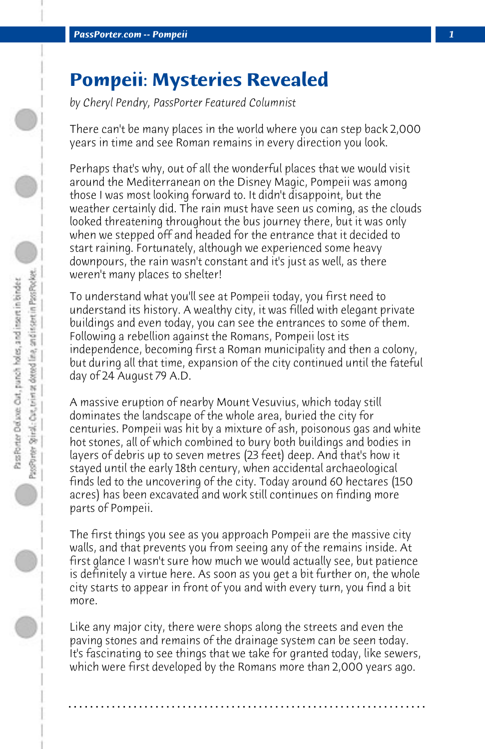# Pompeii: Mysteries Revealed

*by Cheryl Pendry, PassPorter Featured Columnist*

There can't be many places in the world where you can step back 2,000 years in time and see Roman remains in every direction you look.

Perhaps that's why, out of all the wonderful places that we would visit around the Mediterranean on the Disney Magic, Pompeii was among those I was most looking forward to. It didn't disappoint, but the weather certainly did. The rain must have seen us coming, as the clouds looked threatening throughout the bus journey there, but it was only when we stepped off and headed for the entrance that it decided to start raining. Fortunately, although we experienced some heavy downpours, the rain wasn't constant and it's just as well, as there weren't many places to shelter!

To understand what you'll see at Pompeii today, you first need to understand its history. A wealthy city, it was filled with elegant private buildings and even today, you can see the entrances to some of them. Following a rebellion against the Romans, Pompeii lost its independence, becoming first a Roman municipality and then a colony, but during all that time, expansion of the city continued until the fateful day of 24 August 79 A.D.

A massive eruption of nearby Mount Vesuvius, which today still dominates the landscape of the whole area, buried the city for centuries. Pompeii was hit by a mixture of ash, poisonous gas and white hot stones, all of which combined to bury both buildings and bodies in layers of debris up to seven metres (23 feet) deep. And that's how it stayed until the early 18th century, when accidental archaeological finds led to the uncovering of the city. Today around 60 hectares (150 acres) has been excavated and work still continues on finding more parts of Pompeii.

The first things you see as you approach Pompeii are the massive city walls, and that prevents you from seeing any of the remains inside. At first glance I wasn't sure how much we would actually see, but patience is definitely a virtue here. As soon as you get a bit further on, the whole city starts to appear in front of you and with every turn, you find a bit more.

Like any major city, there were shops along the streets and even the paving stones and remains of the drainage system can be seen today. It's fascinating to see things that we take for granted today, like sewers, which were first developed by the Romans more than 2,000 years ago.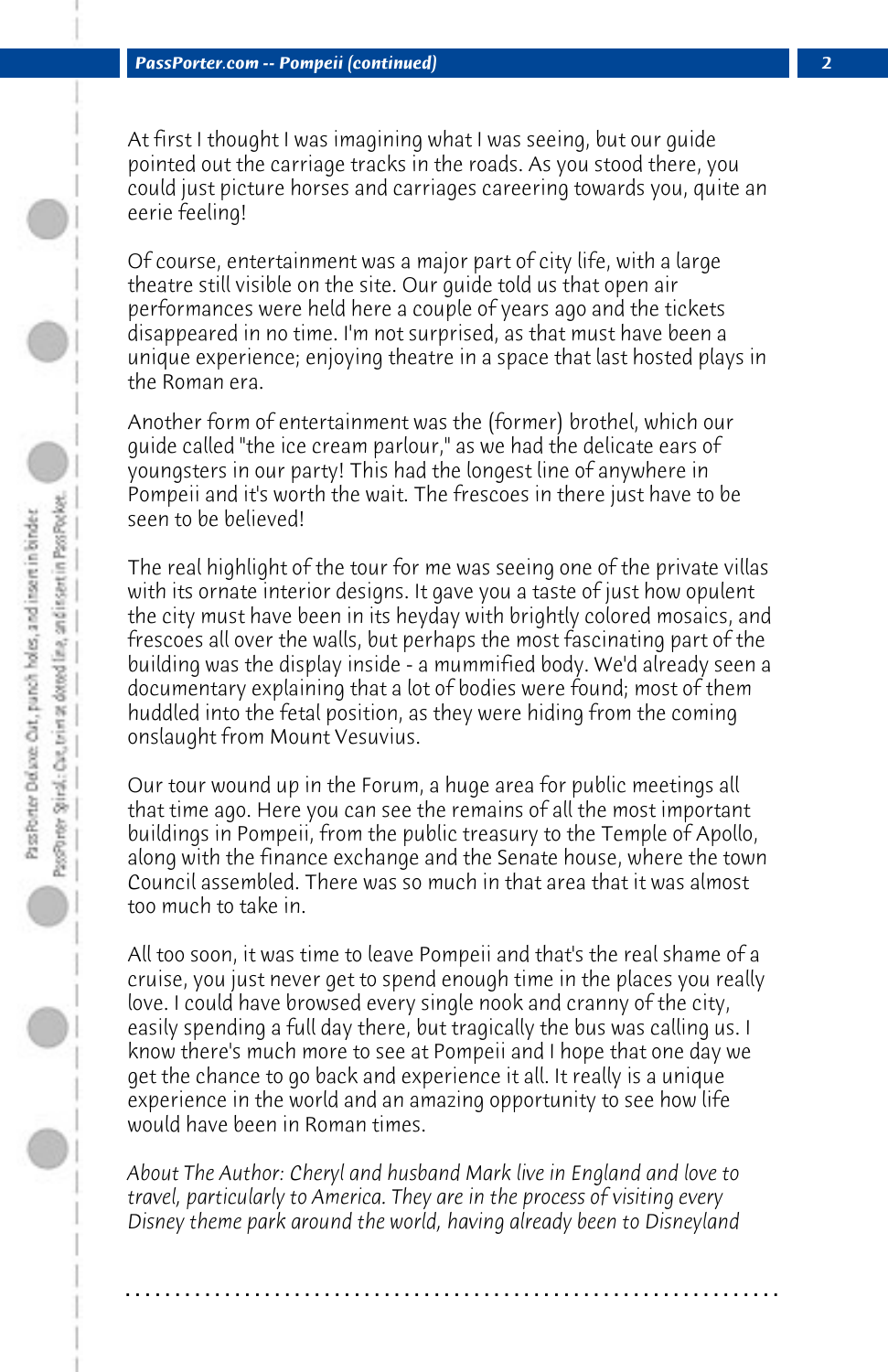At first I thought I was imagining what I was seeing, but our guide pointed out the carriage tracks in the roads. As you stood there, you could just picture horses and carriages careering towards you, quite an eerie feeling!

Of course, entertainment was a major part of city life, with a large theatre still visible on the site. Our guide told us that open air performances were held here a couple of years ago and the tickets disappeared in no time. I'm not surprised, as that must have been a unique experience; enjoying theatre in a space that last hosted plays in the Roman era.

Another form of entertainment was the (former) brothel, which our guide called "the ice cream parlour," as we had the delicate ears of youngsters in our party! This had the longest line of anywhere in Pompeii and it's worth the wait. The frescoes in there just have to be seen to be believed!

The real highlight of the tour for me was seeing one of the private villas with its ornate interior designs. It gave you a taste of just how opulent the city must have been in its heyday with brightly colored mosaics, and frescoes all over the walls, but perhaps the most fascinating part of the building was the display inside - a mummified body. We'd already seen a documentary explaining that a lot of bodies were found; most of them huddled into the fetal position, as they were hiding from the coming onslaught from Mount Vesuvius.

Our tour wound up in the Forum, a huge area for public meetings all that time ago. Here you can see the remains of all the most important buildings in Pompeii, from the public treasury to the Temple of Apollo, along with the finance exchange and the Senate house, where the town Council assembled. There was so much in that area that it was almost too much to take in.

All too soon, it was time to leave Pompeii and that's the real shame of a cruise, you just never get to spend enough time in the places you really love. I could have browsed every single nook and cranny of the city, easily spending a full day there, but tragically the bus was calling us. I know there's much more to see at Pompeii and I hope that one day we get the chance to go back and experience it all. It really is a unique experience in the world and an amazing opportunity to see how life would have been in Roman times.

*About The Author: Cheryl and husband Mark live in England and love to travel, particularly to America. They are in the process of visiting every Disney theme park around the world, having already been to Disneyland*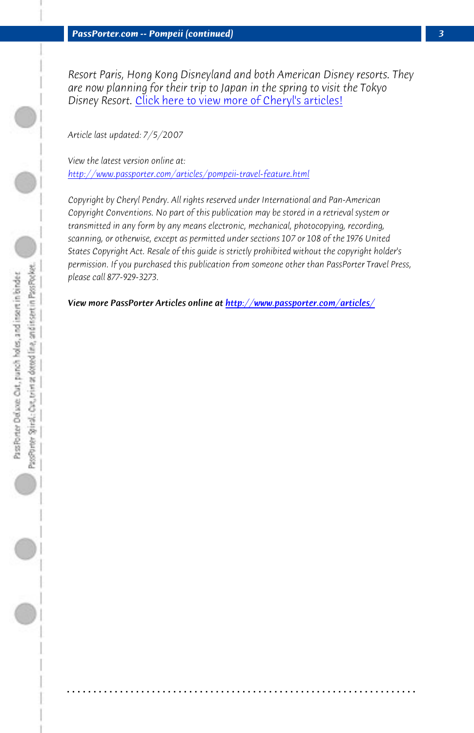*Resort Paris, Hong Kong Disneyland and both American Disney resorts. They are now planning for their trip to Japan in the spring to visit the Tokyo Disney Resort.* Click here to view more of Cheryl's articles!

*Article last updated: 7/5/2007*

*View the latest version online at:*
*http://www.passporter.com/articles/pompeii-travel-feature.html*

*Copyright by Cheryl Pendry. All rights reserved under International and Pan-American Copyright Conventions. No part of this publication may be stored in a retrieval system or transmitted in any form by any means electronic, mechanical, photocopying, recording, scanning, or otherwise, except as permitted under sections 107 or 108 of the 1976 United States Copyright Act. Resale of this guide is strictly prohibited without the copyright holder's permission. If you purchased this publication from someone other than PassPorter Travel Press, please call 877-929-3273.*

**View more PassPorter Articles online at http://www.passporter.com/articles/**